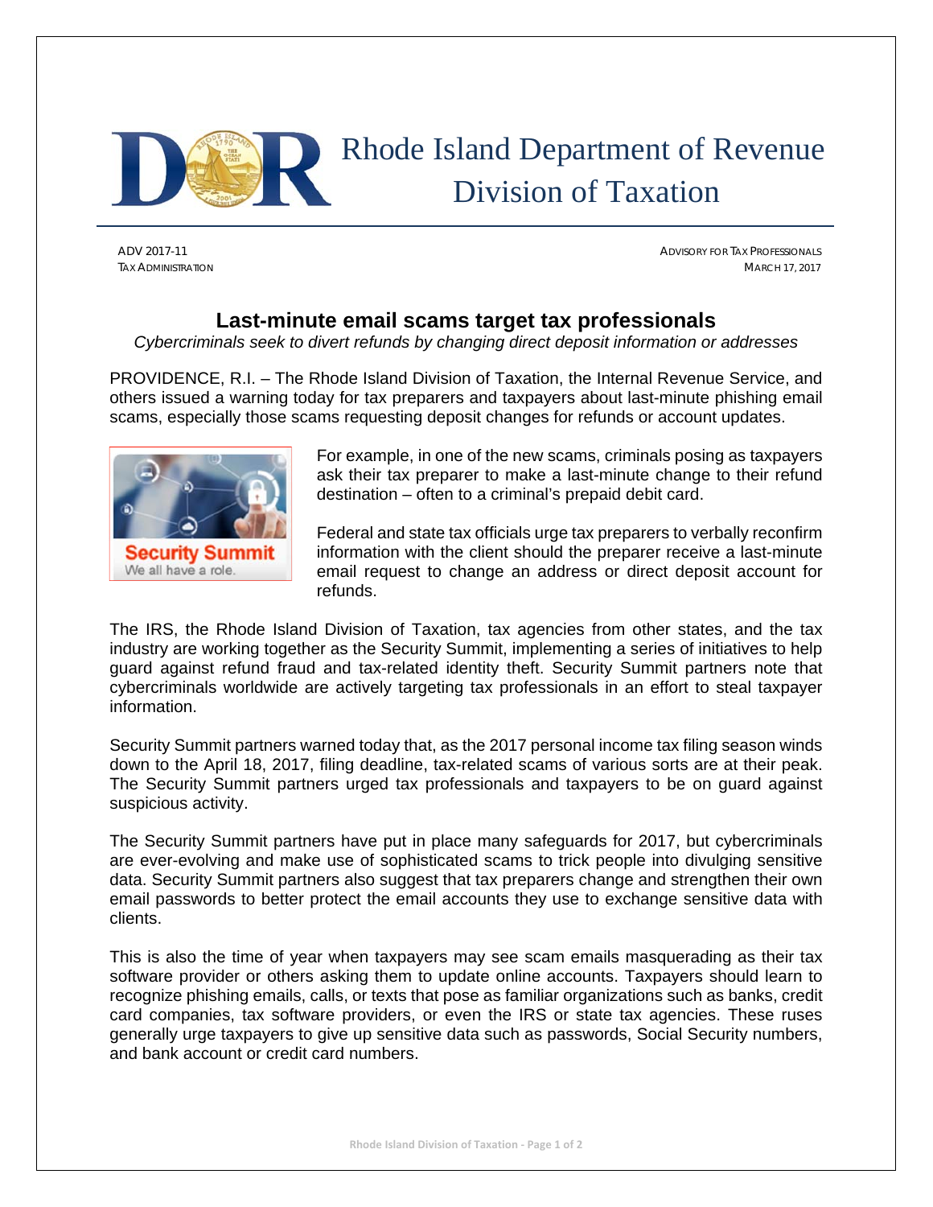# Rhode Island Department of Revenue Division of Taxation

ADV 2017-11
TAX ADMINISTRATION

ADVISORY FOR TAX PROFESSIONALS
MARCH 17, 2017

## Last-minute email scams target tax professionals

*Cybercriminals seek to divert refunds by changing direct deposit information or addresses*

PROVIDENCE, R.I. – The Rhode Island Division of Taxation, the Internal Revenue Service, and others issued a warning today for tax preparers and taxpayers about last-minute phishing email scams, especially those scams requesting deposit changes for refunds or account updates.

Security Summit
We all have a role.

For example, in one of the new scams, criminals posing as taxpayers ask their tax preparer to make a last-minute change to their refund destination – often to a criminal's prepaid debit card.

Federal and state tax officials urge tax preparers to verbally reconfirm information with the client should the preparer receive a last-minute email request to change an address or direct deposit account for refunds.

The IRS, the Rhode Island Division of Taxation, tax agencies from other states, and the tax industry are working together as the Security Summit, implementing a series of initiatives to help guard against refund fraud and tax-related identity theft. Security Summit partners note that cybercriminals worldwide are actively targeting tax professionals in an effort to steal taxpayer information.

Security Summit partners warned today that, as the 2017 personal income tax filing season winds down to the April 18, 2017, filing deadline, tax-related scams of various sorts are at their peak. The Security Summit partners urged tax professionals and taxpayers to be on guard against suspicious activity.

The Security Summit partners have put in place many safeguards for 2017, but cybercriminals are ever-evolving and make use of sophisticated scams to trick people into divulging sensitive data. Security Summit partners also suggest that tax preparers change and strengthen their own email passwords to better protect the email accounts they use to exchange sensitive data with clients.

This is also the time of year when taxpayers may see scam emails masquerading as their tax software provider or others asking them to update online accounts. Taxpayers should learn to recognize phishing emails, calls, or texts that pose as familiar organizations such as banks, credit card companies, tax software providers, or even the IRS or state tax agencies. These ruses generally urge taxpayers to give up sensitive data such as passwords, Social Security numbers, and bank account or credit card numbers.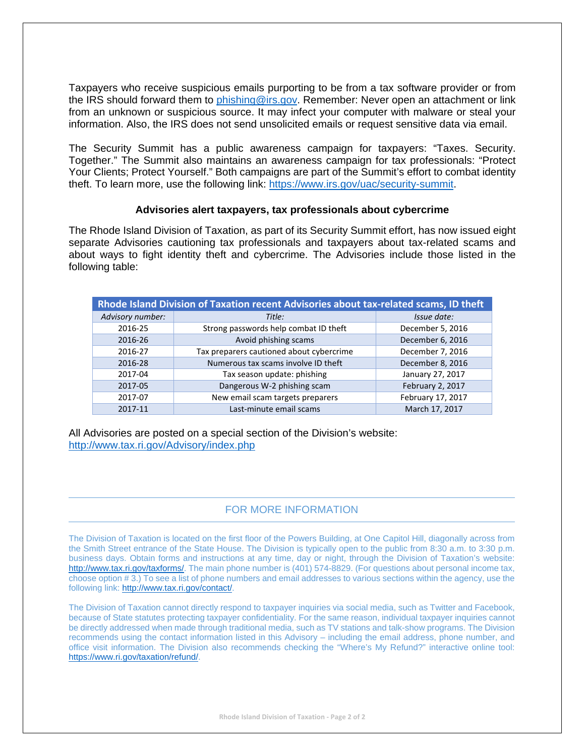Taxpayers who receive suspicious emails purporting to be from a tax software provider or from the IRS should forward them to [phishing@irs.gov](mailto:phishing@irs.gov). Remember: Never open an attachment or link from an unknown or suspicious source. It may infect your computer with malware or steal your information. Also, the IRS does not send unsolicited emails or request sensitive data via email.

The Security Summit has a public awareness campaign for taxpayers: "Taxes. Security. Together." The Summit also maintains an awareness campaign for tax professionals: "Protect Your Clients; Protect Yourself." Both campaigns are part of the Summit's effort to combat identity theft. To learn more, use the following link: [https://www.irs.gov/uac/security-summit](https://www.irs.gov/uac/security-summit).

### Advisories alert taxpayers, tax professionals about cybercrime

The Rhode Island Division of Taxation, as part of its Security Summit effort, has now issued eight separate Advisories cautioning tax professionals and taxpayers about tax-related scams and about ways to fight identity theft and cybercrime. The Advisories include those listed in the following table:

| **Rhode Island Division of Taxation recent Advisories about tax-related scams, ID theft** | | |
|---|---|---|
| *Advisory number:* | *Title:* | *Issue date:* |
| 2016-25 | Strong passwords help combat ID theft | December 5, 2016 |
| 2016-26 | Avoid phishing scams | December 6, 2016 |
| 2016-27 | Tax preparers cautioned about cybercrime | December 7, 2016 |
| 2016-28 | Numerous tax scams involve ID theft | December 8, 2016 |
| 2017-04 | Tax season update: phishing | January 27, 2017 |
| 2017-05 | Dangerous W-2 phishing scam | February 2, 2017 |
| 2017-07 | New email scam targets preparers | February 17, 2017 |
| 2017-11 | Last-minute email scams | March 17, 2017 |

All Advisories are posted on a special section of the Division's website: [http://www.tax.ri.gov/Advisory/index.php](http://www.tax.ri.gov/Advisory/index.php)

## FOR MORE INFORMATION

The Division of Taxation is located on the first floor of the Powers Building, at One Capitol Hill, diagonally across from the Smith Street entrance of the State House. The Division is typically open to the public from 8:30 a.m. to 3:30 p.m. business days. Obtain forms and instructions at any time, day or night, through the Division of Taxation's website: [http://www.tax.ri.gov/taxforms/](http://www.tax.ri.gov/taxforms/). The main phone number is (401) 574-8829. (For questions about personal income tax, choose option # 3.) To see a list of phone numbers and email addresses to various sections within the agency, use the following link: [http://www.tax.ri.gov/contact/](http://www.tax.ri.gov/contact/).

The Division of Taxation cannot directly respond to taxpayer inquiries via social media, such as Twitter and Facebook, because of State statutes protecting taxpayer confidentiality. For the same reason, individual taxpayer inquiries cannot be directly addressed when made through traditional media, such as TV stations and talk-show programs. The Division recommends using the contact information listed in this Advisory – including the email address, phone number, and office visit information. The Division also recommends checking the "Where's My Refund?" interactive online tool: [https://www.ri.gov/taxation/refund/](https://www.ri.gov/taxation/refund/).